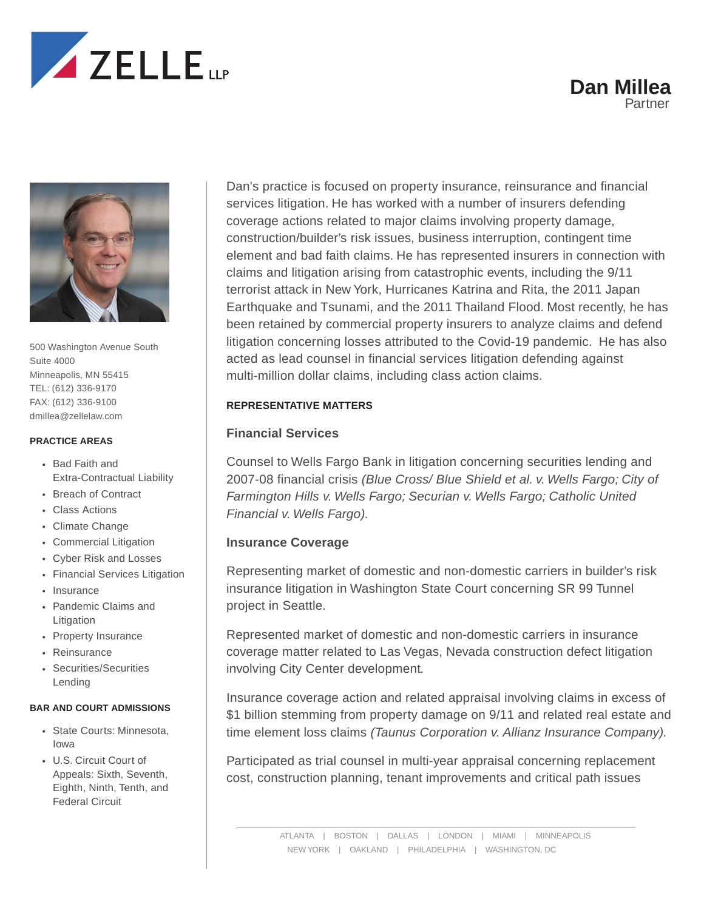# Dan Millea

Partner

500 Washington Avenue South
Suite 4000
Minneapolis, MN 55415
TEL: (612) 336-9170
FAX: (612) 336-9100
dmillea@zellelaw.com

#### PRACTICE AREAS

- Bad Faith and Extra-Contractual Liability
- Breach of Contract
- Class Actions
- Climate Change
- Commercial Litigation
- Cyber Risk and Losses
- Financial Services Litigation
- Insurance
- Pandemic Claims and Litigation
- Property Insurance
- Reinsurance
- Securities/Securities Lending

#### BAR AND COURT ADMISSIONS

- State Courts: Minnesota, Iowa
- U.S. Circuit Court of Appeals: Sixth, Seventh, Eighth, Ninth, Tenth, and Federal Circuit

Dan's practice is focused on property insurance, reinsurance and financial services litigation. He has worked with a number of insurers defending coverage actions related to major claims involving property damage, construction/builder's risk issues, business interruption, contingent time element and bad faith claims. He has represented insurers in connection with claims and litigation arising from catastrophic events, including the 9/11 terrorist attack in New York, Hurricanes Katrina and Rita, the 2011 Japan Earthquake and Tsunami, and the 2011 Thailand Flood. Most recently, he has been retained by commercial property insurers to analyze claims and defend litigation concerning losses attributed to the Covid-19 pandemic. He has also acted as lead counsel in financial services litigation defending against multi-million dollar claims, including class action claims.

## REPRESENTATIVE MATTERS

### Financial Services

Counsel to Wells Fargo Bank in litigation concerning securities lending and 2007-08 financial crisis *(Blue Cross/ Blue Shield et al. v. Wells Fargo; City of Farmington Hills v. Wells Fargo; Securian v. Wells Fargo; Catholic United Financial v. Wells Fargo).*

### Insurance Coverage

Representing market of domestic and non-domestic carriers in builder's risk insurance litigation in Washington State Court concerning SR 99 Tunnel project in Seattle.

Represented market of domestic and non-domestic carriers in insurance coverage matter related to Las Vegas, Nevada construction defect litigation involving City Center development.

Insurance coverage action and related appraisal involving claims in excess of $1 billion stemming from property damage on 9/11 and related real estate and time element loss claims *(Taunus Corporation v. Allianz Insurance Company).*

Participated as trial counsel in multi-year appraisal concerning replacement cost, construction planning, tenant improvements and critical path issues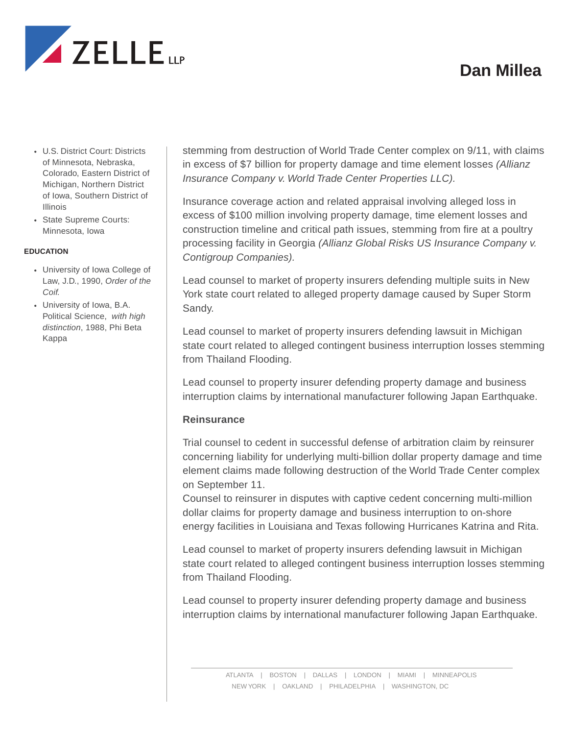- U.S. District Court: Districts of Minnesota, Nebraska, Colorado, Eastern District of Michigan, Northern District of Iowa, Southern District of Illinois
- State Supreme Courts: Minnesota, Iowa

**EDUCATION**

- University of Iowa College of Law, J.D., 1990, *Order of the Coif.*
- University of Iowa, B.A. Political Science, *with high distinction*, 1988, Phi Beta Kappa

stemming from destruction of World Trade Center complex on 9/11, with claims in excess of $7 billion for property damage and time element losses *(Allianz Insurance Company v. World Trade Center Properties LLC).*

Insurance coverage action and related appraisal involving alleged loss in excess of $100 million involving property damage, time element losses and construction timeline and critical path issues, stemming from fire at a poultry processing facility in Georgia *(Allianz Global Risks US Insurance Company v. Contigroup Companies).*

Lead counsel to market of property insurers defending multiple suits in New York state court related to alleged property damage caused by Super Storm Sandy.

Lead counsel to market of property insurers defending lawsuit in Michigan state court related to alleged contingent business interruption losses stemming from Thailand Flooding.

Lead counsel to property insurer defending property damage and business interruption claims by international manufacturer following Japan Earthquake.

### Reinsurance

Trial counsel to cedent in successful defense of arbitration claim by reinsurer concerning liability for underlying multi-billion dollar property damage and time element claims made following destruction of the World Trade Center complex on September 11.
Counsel to reinsurer in disputes with captive cedent concerning multi-million dollar claims for property damage and business interruption to on-shore energy facilities in Louisiana and Texas following Hurricanes Katrina and Rita.

Lead counsel to market of property insurers defending lawsuit in Michigan state court related to alleged contingent business interruption losses stemming from Thailand Flooding.

Lead counsel to property insurer defending property damage and business interruption claims by international manufacturer following Japan Earthquake.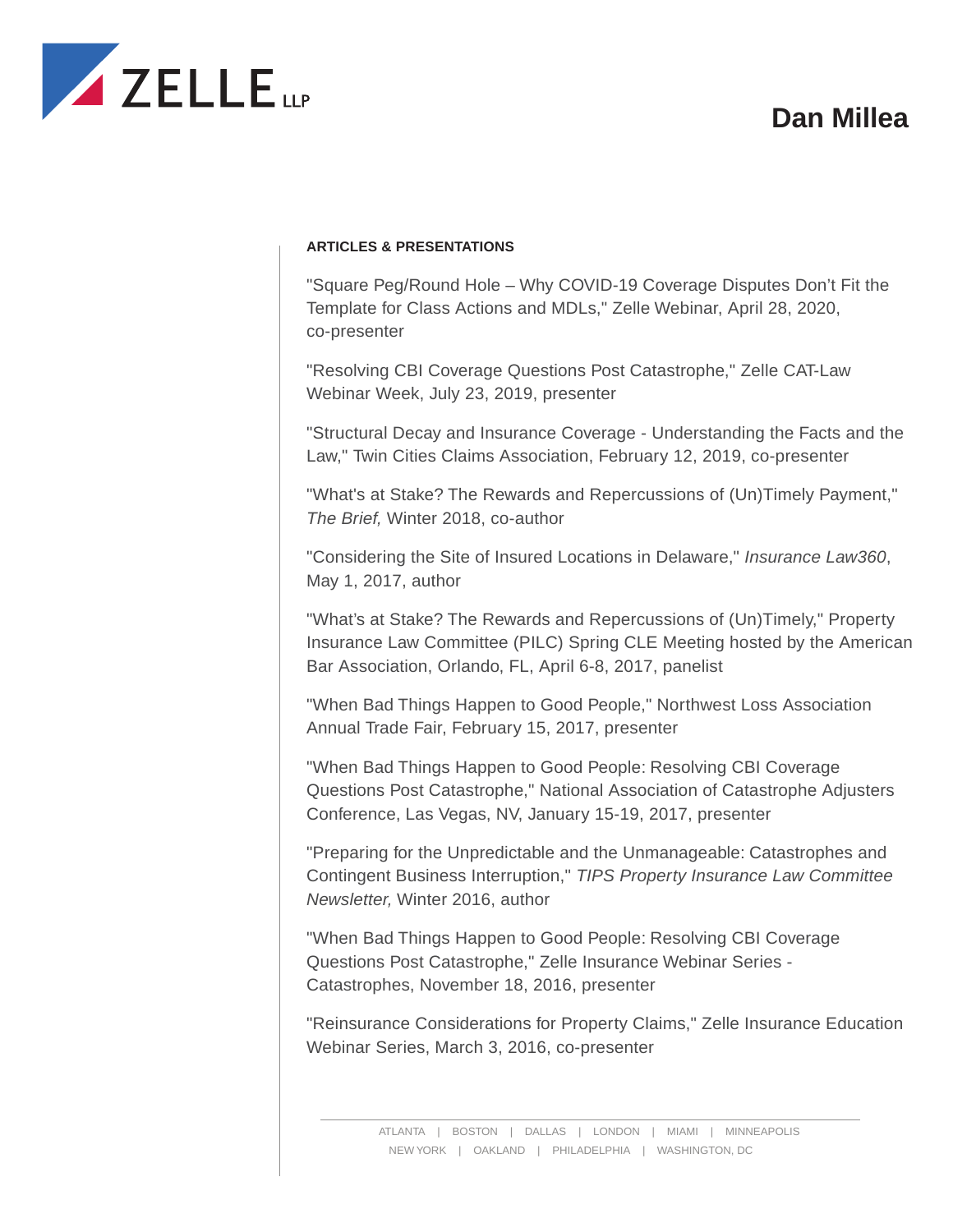**ARTICLES & PRESENTATIONS**

"Square Peg/Round Hole – Why COVID-19 Coverage Disputes Don't Fit the Template for Class Actions and MDLs," Zelle Webinar, April 28, 2020, co-presenter

"Resolving CBI Coverage Questions Post Catastrophe," Zelle CAT-Law Webinar Week, July 23, 2019, presenter

"Structural Decay and Insurance Coverage - Understanding the Facts and the Law," Twin Cities Claims Association, February 12, 2019, co-presenter

"What's at Stake? The Rewards and Repercussions of (Un)Timely Payment," *The Brief,* Winter 2018, co-author

"Considering the Site of Insured Locations in Delaware," *Insurance Law360*, May 1, 2017, author

"What's at Stake? The Rewards and Repercussions of (Un)Timely," Property Insurance Law Committee (PILC) Spring CLE Meeting hosted by the American Bar Association, Orlando, FL, April 6-8, 2017, panelist

"When Bad Things Happen to Good People," Northwest Loss Association Annual Trade Fair, February 15, 2017, presenter

"When Bad Things Happen to Good People: Resolving CBI Coverage Questions Post Catastrophe," National Association of Catastrophe Adjusters Conference, Las Vegas, NV, January 15-19, 2017, presenter

"Preparing for the Unpredictable and the Unmanageable: Catastrophes and Contingent Business Interruption," *TIPS Property Insurance Law Committee Newsletter,* Winter 2016, author

"When Bad Things Happen to Good People: Resolving CBI Coverage Questions Post Catastrophe," Zelle Insurance Webinar Series - Catastrophes, November 18, 2016, presenter

"Reinsurance Considerations for Property Claims," Zelle Insurance Education Webinar Series, March 3, 2016, co-presenter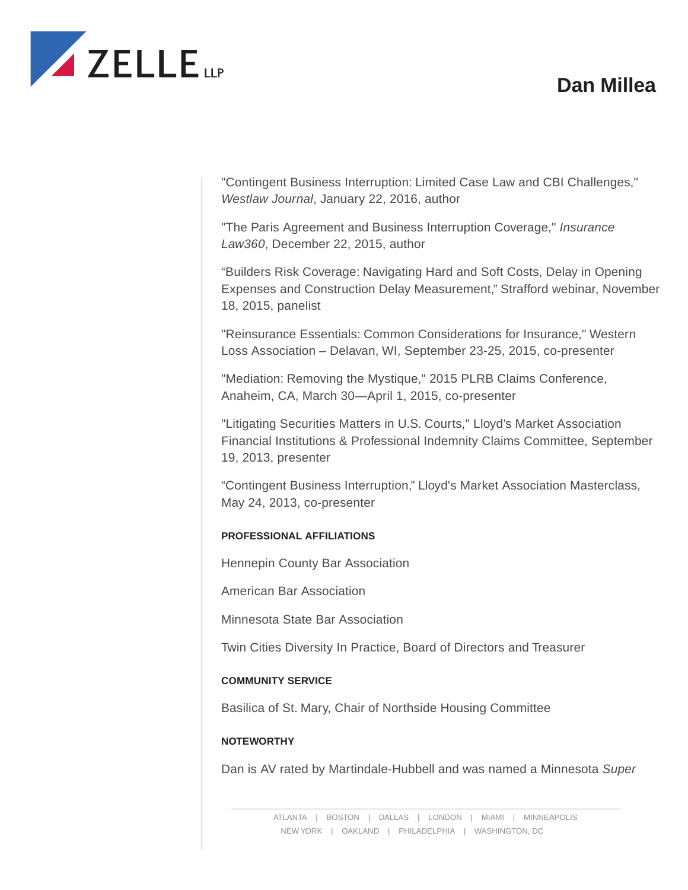"Contingent Business Interruption: Limited Case Law and CBI Challenges," *Westlaw Journal*, January 22, 2016, author

"The Paris Agreement and Business Interruption Coverage," *Insurance Law360*, December 22, 2015, author

“Builders Risk Coverage: Navigating Hard and Soft Costs, Delay in Opening Expenses and Construction Delay Measurement,” Strafford webinar, November 18, 2015, panelist

"Reinsurance Essentials: Common Considerations for Insurance," Western Loss Association – Delavan, WI, September 23-25, 2015, co-presenter

"Mediation: Removing the Mystique," 2015 PLRB Claims Conference, Anaheim, CA, March 30—April 1, 2015, co-presenter

"Litigating Securities Matters in U.S. Courts," Lloyd’s Market Association Financial Institutions & Professional Indemnity Claims Committee, September 19, 2013, presenter

“Contingent Business Interruption,” Lloyd's Market Association Masterclass, May 24, 2013, co-presenter

#### PROFESSIONAL AFFILIATIONS

Hennepin County Bar Association

American Bar Association

Minnesota State Bar Association

Twin Cities Diversity In Practice, Board of Directors and Treasurer

#### COMMUNITY SERVICE

Basilica of St. Mary, Chair of Northside Housing Committee

#### NOTEWORTHY

Dan is AV rated by Martindale-Hubbell and was named a Minnesota *Super*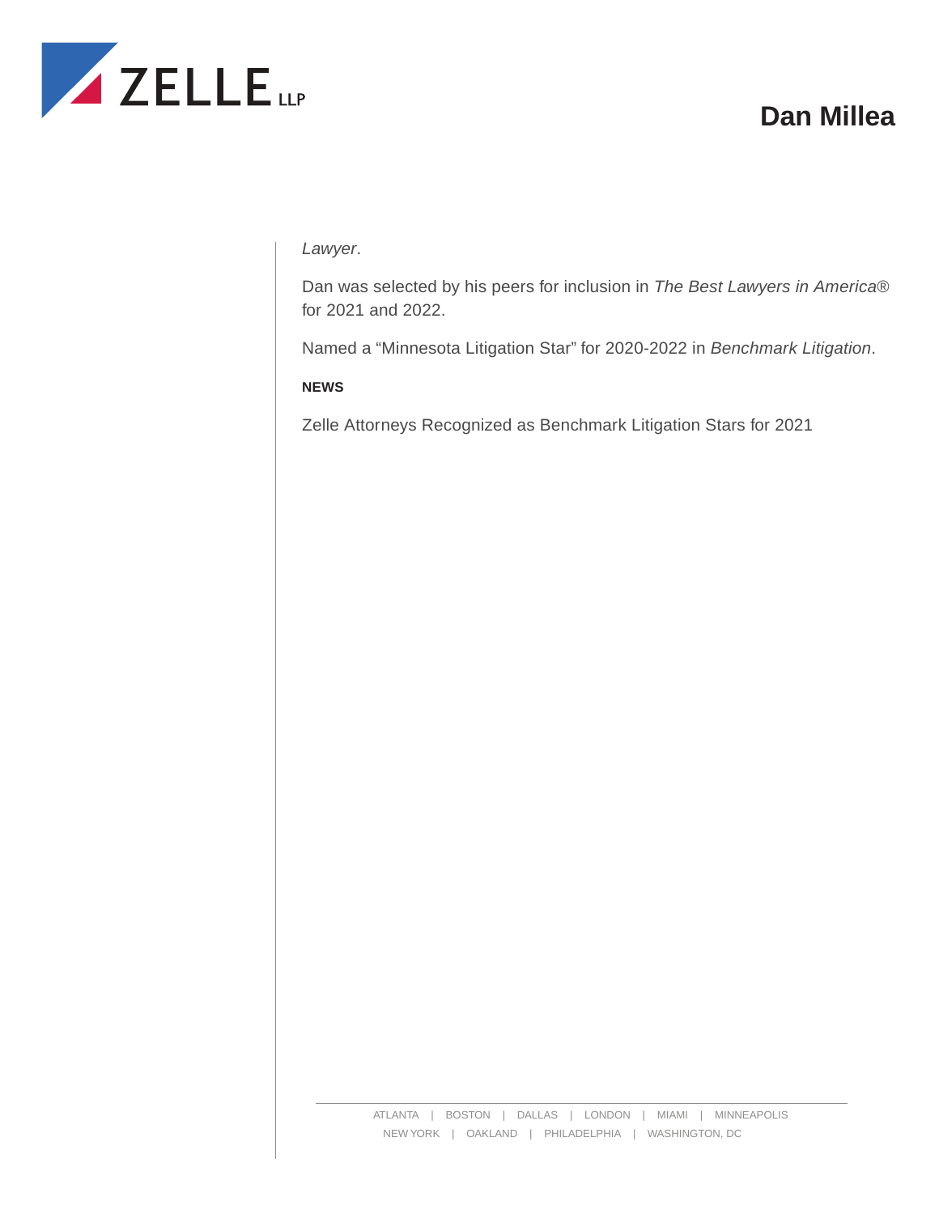*Lawyer*.

Dan was selected by his peers for inclusion in *The Best Lawyers in America®* for 2021 and 2022.

Named a “Minnesota Litigation Star” for 2020-2022 in *Benchmark Litigation*.

**NEWS**

Zelle Attorneys Recognized as Benchmark Litigation Stars for 2021